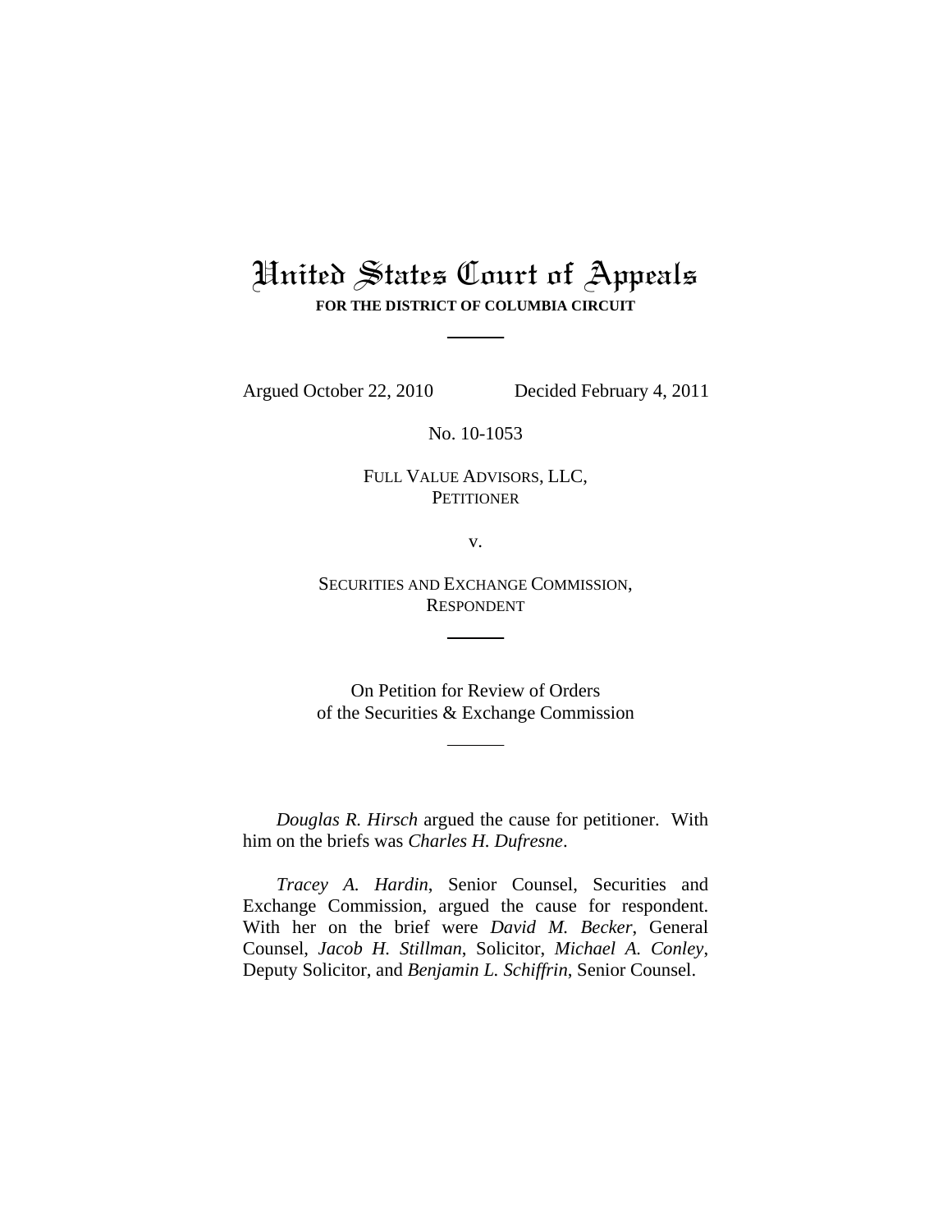# United States Court of Appeals

**FOR THE DISTRICT OF COLUMBIA CIRCUIT**

---

Argued October 22, 2010 Decided February 4, 2011

No. 10-1053

FULL VALUE ADVISORS, LLC,
PETITIONER

v.

SECURITIES AND EXCHANGE COMMISSION,
RESPONDENT

---

On Petition for Review of Orders
of the Securities & Exchange Commission

---

*Douglas R. Hirsch* argued the cause for petitioner. With him on the briefs was *Charles H. Dufresne*.

*Tracey A. Hardin*, Senior Counsel, Securities and Exchange Commission, argued the cause for respondent. With her on the brief were *David M. Becker*, General Counsel, *Jacob H. Stillman*, Solicitor, *Michael A. Conley*, Deputy Solicitor, and *Benjamin L. Schiffrin*, Senior Counsel.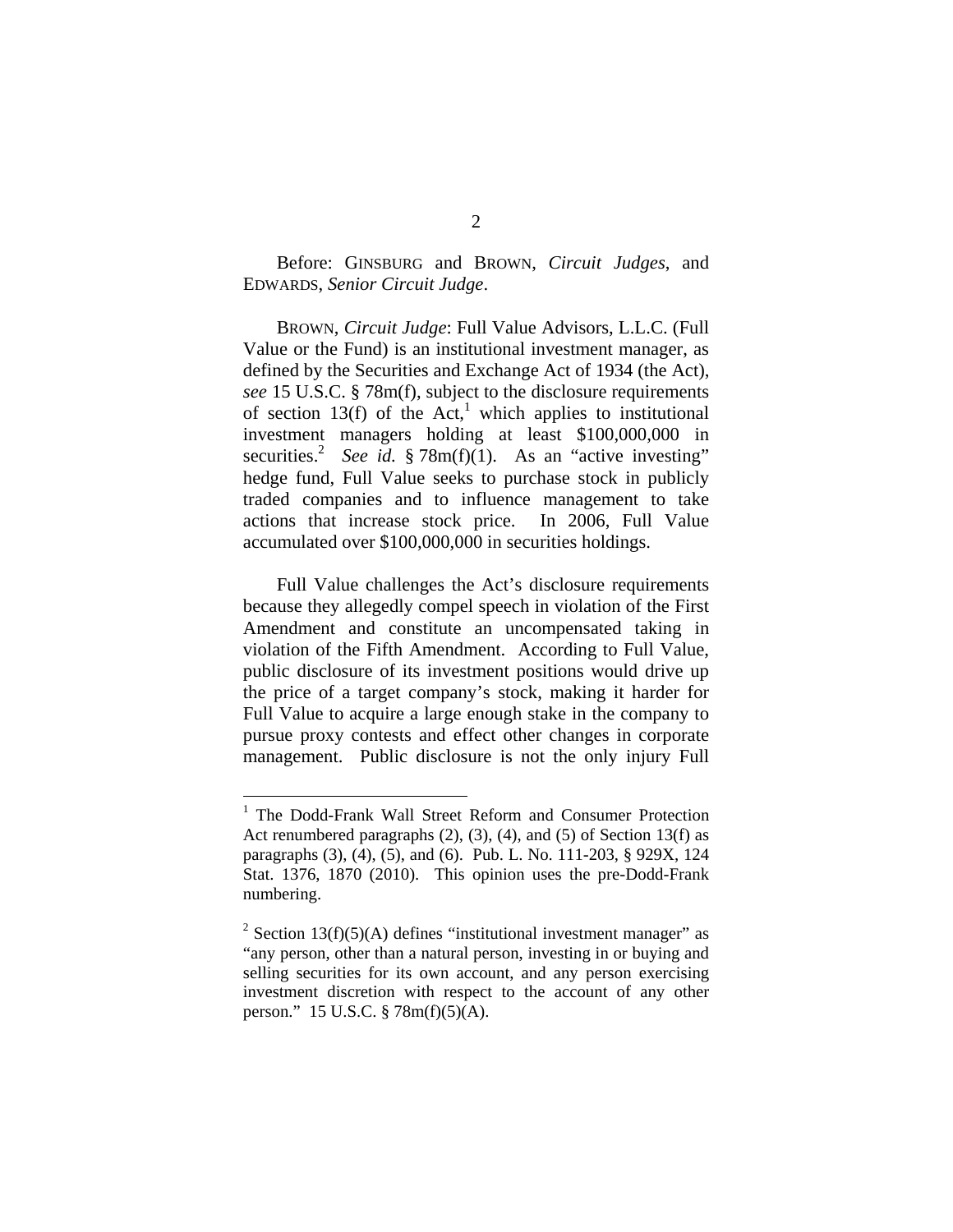Before: GINSBURG and BROWN, *Circuit Judges*, and EDWARDS, *Senior Circuit Judge*.

BROWN, *Circuit Judge*: Full Value Advisors, L.L.C. (Full Value or the Fund) is an institutional investment manager, as defined by the Securities and Exchange Act of 1934 (the Act), *see* 15 U.S.C. § 78m(f), subject to the disclosure requirements of section 13(f) of the Act,[1] which applies to institutional investment managers holding at least $100,000,000 in securities.[2] *See id.* § 78m(f)(1). As an "active investing" hedge fund, Full Value seeks to purchase stock in publicly traded companies and to influence management to take actions that increase stock price. In 2006, Full Value accumulated over $100,000,000 in securities holdings.

Full Value challenges the Act's disclosure requirements because they allegedly compel speech in violation of the First Amendment and constitute an uncompensated taking in violation of the Fifth Amendment. According to Full Value, public disclosure of its investment positions would drive up the price of a target company's stock, making it harder for Full Value to acquire a large enough stake in the company to pursue proxy contests and effect other changes in corporate management. Public disclosure is not the only injury Full

---

[1] The Dodd-Frank Wall Street Reform and Consumer Protection Act renumbered paragraphs (2), (3), (4), and (5) of Section 13(f) as paragraphs (3), (4), (5), and (6). Pub. L. No. 111-203, § 929X, 124 Stat. 1376, 1870 (2010). This opinion uses the pre-Dodd-Frank numbering.

[2] Section 13(f)(5)(A) defines "institutional investment manager" as "any person, other than a natural person, investing in or buying and selling securities for its own account, and any person exercising investment discretion with respect to the account of any other person." 15 U.S.C. § 78m(f)(5)(A).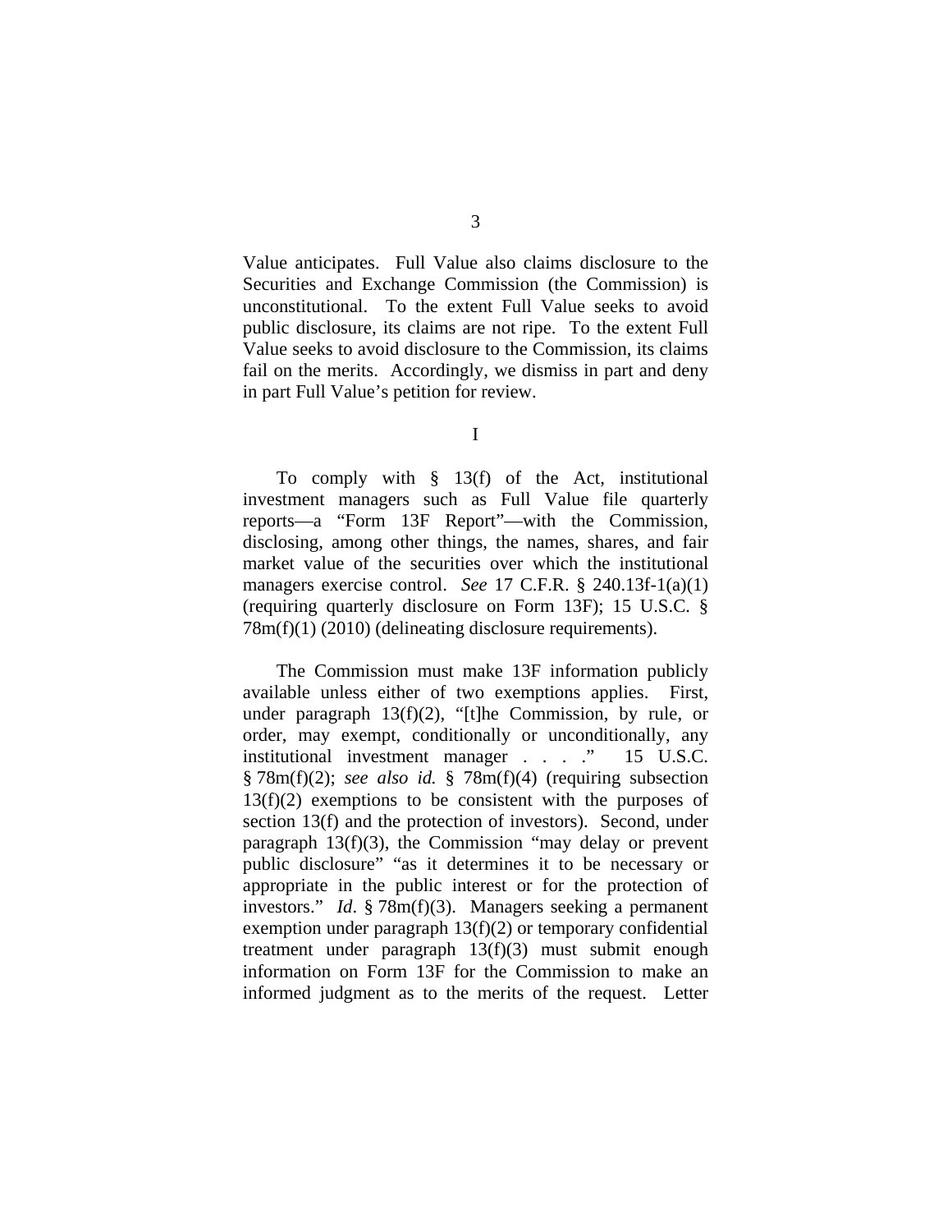Value anticipates. Full Value also claims disclosure to the Securities and Exchange Commission (the Commission) is unconstitutional. To the extent Full Value seeks to avoid public disclosure, its claims are not ripe. To the extent Full Value seeks to avoid disclosure to the Commission, its claims fail on the merits. Accordingly, we dismiss in part and deny in part Full Value's petition for review.

I

To comply with § 13(f) of the Act, institutional investment managers such as Full Value file quarterly reports—a "Form 13F Report"—with the Commission, disclosing, among other things, the names, shares, and fair market value of the securities over which the institutional managers exercise control. *See* 17 C.F.R. § 240.13f-1(a)(1) (requiring quarterly disclosure on Form 13F); 15 U.S.C. § 78m(f)(1) (2010) (delineating disclosure requirements).

The Commission must make 13F information publicly available unless either of two exemptions applies. First, under paragraph 13(f)(2), "[t]he Commission, by rule, or order, may exempt, conditionally or unconditionally, any institutional investment manager . . . ." 15 U.S.C. § 78m(f)(2); *see also id.* § 78m(f)(4) (requiring subsection 13(f)(2) exemptions to be consistent with the purposes of section 13(f) and the protection of investors). Second, under paragraph 13(f)(3), the Commission "may delay or prevent public disclosure" "as it determines it to be necessary or appropriate in the public interest or for the protection of investors." *Id*. § 78m(f)(3). Managers seeking a permanent exemption under paragraph 13(f)(2) or temporary confidential treatment under paragraph 13(f)(3) must submit enough information on Form 13F for the Commission to make an informed judgment as to the merits of the request. Letter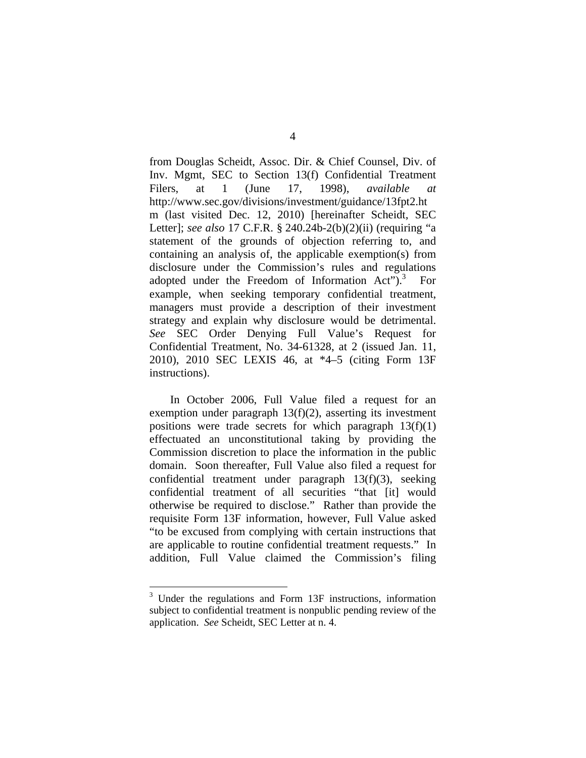from Douglas Scheidt, Assoc. Dir. & Chief Counsel, Div. of Inv. Mgmt, SEC to Section 13(f) Confidential Treatment Filers, at 1 (June 17, 1998), *available at* http://www.sec.gov/divisions/investment/guidance/13fpt2.htm (last visited Dec. 12, 2010) [hereinafter Scheidt, SEC Letter]; *see also* 17 C.F.R. § 240.24b-2(b)(2)(ii) (requiring "a statement of the grounds of objection referring to, and containing an analysis of, the applicable exemption(s) from disclosure under the Commission's rules and regulations adopted under the Freedom of Information Act").[3] For example, when seeking temporary confidential treatment, managers must provide a description of their investment strategy and explain why disclosure would be detrimental. *See* SEC Order Denying Full Value's Request for Confidential Treatment, No. 34-61328, at 2 (issued Jan. 11, 2010), 2010 SEC LEXIS 46, at *4–5 (citing Form 13F instructions).

In October 2006, Full Value filed a request for an exemption under paragraph 13(f)(2), asserting its investment positions were trade secrets for which paragraph 13(f)(1) effectuated an unconstitutional taking by providing the Commission discretion to place the information in the public domain. Soon thereafter, Full Value also filed a request for confidential treatment under paragraph 13(f)(3), seeking confidential treatment of all securities "that [it] would otherwise be required to disclose." Rather than provide the requisite Form 13F information, however, Full Value asked "to be excused from complying with certain instructions that are applicable to routine confidential treatment requests." In addition, Full Value claimed the Commission's filing

[3] Under the regulations and Form 13F instructions, information subject to confidential treatment is nonpublic pending review of the application. *See* Scheidt, SEC Letter at n. 4.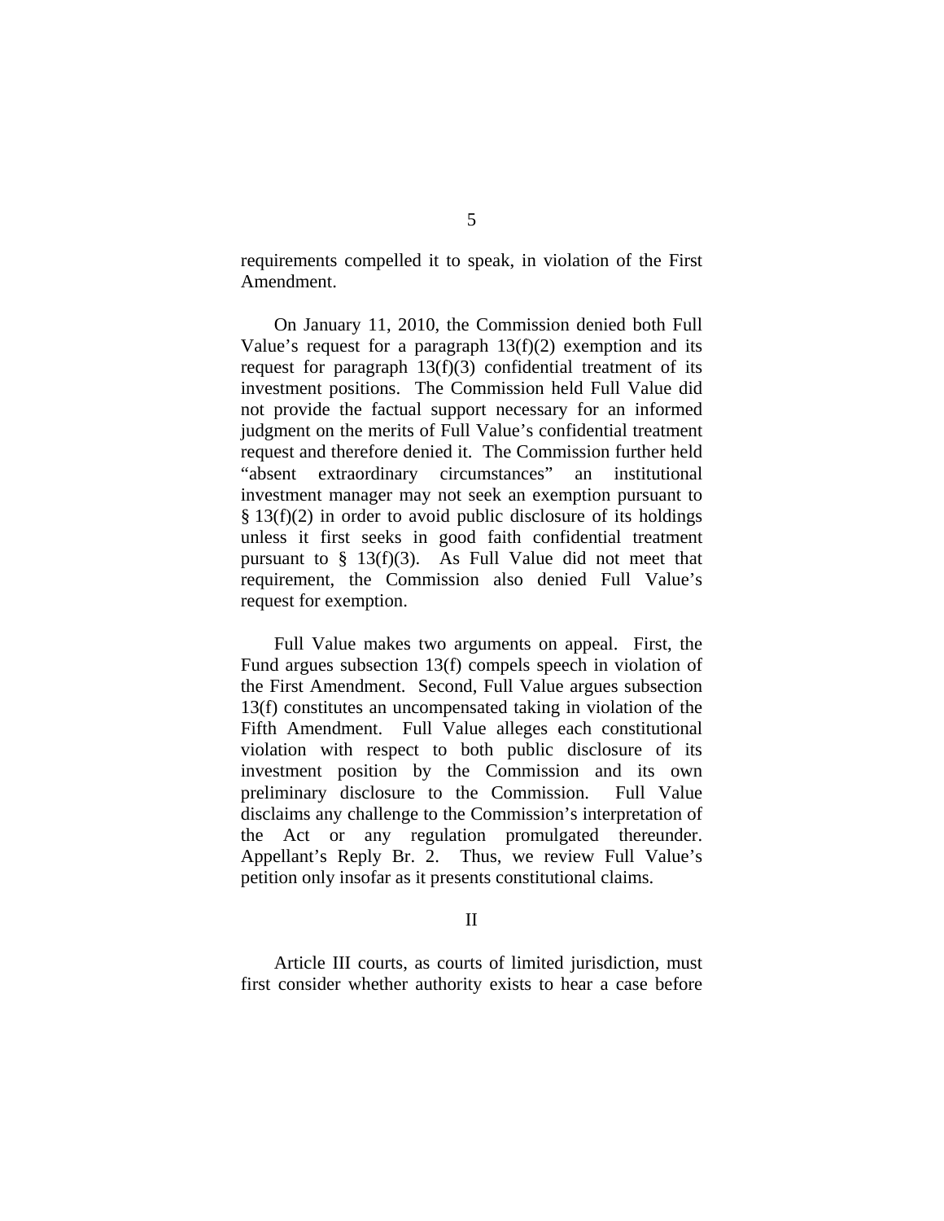requirements compelled it to speak, in violation of the First Amendment.

On January 11, 2010, the Commission denied both Full Value's request for a paragraph 13(f)(2) exemption and its request for paragraph 13(f)(3) confidential treatment of its investment positions. The Commission held Full Value did not provide the factual support necessary for an informed judgment on the merits of Full Value's confidential treatment request and therefore denied it. The Commission further held "absent extraordinary circumstances" an institutional investment manager may not seek an exemption pursuant to § 13(f)(2) in order to avoid public disclosure of its holdings unless it first seeks in good faith confidential treatment pursuant to § 13(f)(3). As Full Value did not meet that requirement, the Commission also denied Full Value's request for exemption.

Full Value makes two arguments on appeal. First, the Fund argues subsection 13(f) compels speech in violation of the First Amendment. Second, Full Value argues subsection 13(f) constitutes an uncompensated taking in violation of the Fifth Amendment. Full Value alleges each constitutional violation with respect to both public disclosure of its investment position by the Commission and its own preliminary disclosure to the Commission. Full Value disclaims any challenge to the Commission's interpretation of the Act or any regulation promulgated thereunder. Appellant's Reply Br. 2. Thus, we review Full Value's petition only insofar as it presents constitutional claims.

## II

Article III courts, as courts of limited jurisdiction, must first consider whether authority exists to hear a case before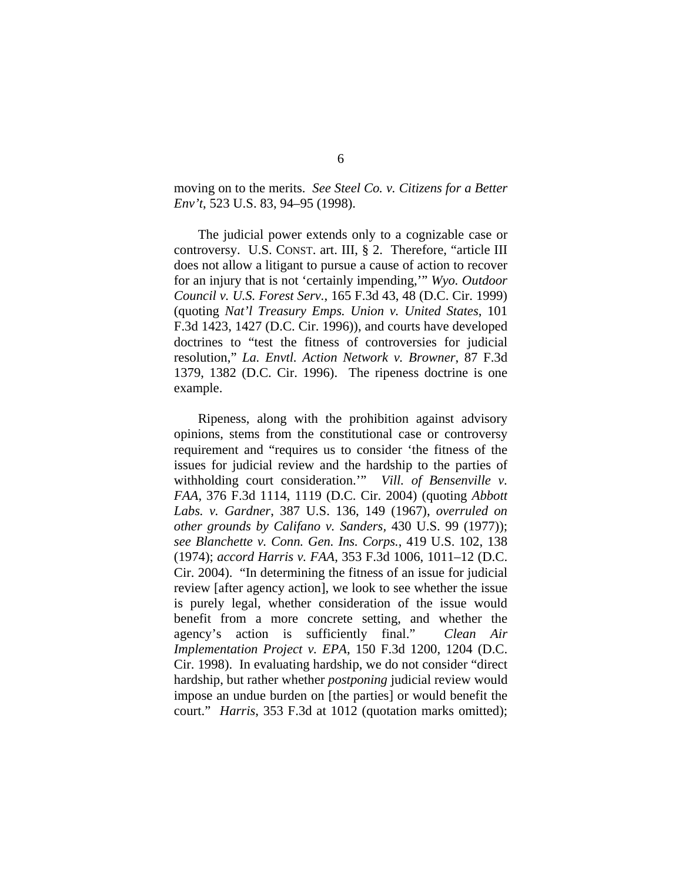moving on to the merits. *See Steel Co. v. Citizens for a Better Env't*, 523 U.S. 83, 94–95 (1998).

The judicial power extends only to a cognizable case or controversy. U.S. CONST. art. III, § 2. Therefore, "article III does not allow a litigant to pursue a cause of action to recover for an injury that is not 'certainly impending,'" *Wyo. Outdoor Council v. U.S. Forest Serv.*, 165 F.3d 43, 48 (D.C. Cir. 1999) (quoting *Nat'l Treasury Emps. Union v. United States*, 101 F.3d 1423, 1427 (D.C. Cir. 1996)), and courts have developed doctrines to "test the fitness of controversies for judicial resolution," *La. Envtl. Action Network v. Browner*, 87 F.3d 1379, 1382 (D.C. Cir. 1996). The ripeness doctrine is one example.

Ripeness, along with the prohibition against advisory opinions, stems from the constitutional case or controversy requirement and "requires us to consider 'the fitness of the issues for judicial review and the hardship to the parties of withholding court consideration.'" *Vill. of Bensenville v. FAA*, 376 F.3d 1114, 1119 (D.C. Cir. 2004) (quoting *Abbott Labs. v. Gardner*, 387 U.S. 136, 149 (1967), *overruled on other grounds by Califano v. Sanders*, 430 U.S. 99 (1977)); *see Blanchette v. Conn. Gen. Ins. Corps.*, 419 U.S. 102, 138 (1974); *accord Harris v. FAA*, 353 F.3d 1006, 1011–12 (D.C. Cir. 2004). "In determining the fitness of an issue for judicial review [after agency action], we look to see whether the issue is purely legal, whether consideration of the issue would benefit from a more concrete setting, and whether the agency's action is sufficiently final." *Clean Air Implementation Project v. EPA*, 150 F.3d 1200, 1204 (D.C. Cir. 1998). In evaluating hardship, we do not consider "direct hardship, but rather whether *postponing* judicial review would impose an undue burden on [the parties] or would benefit the court." *Harris*, 353 F.3d at 1012 (quotation marks omitted);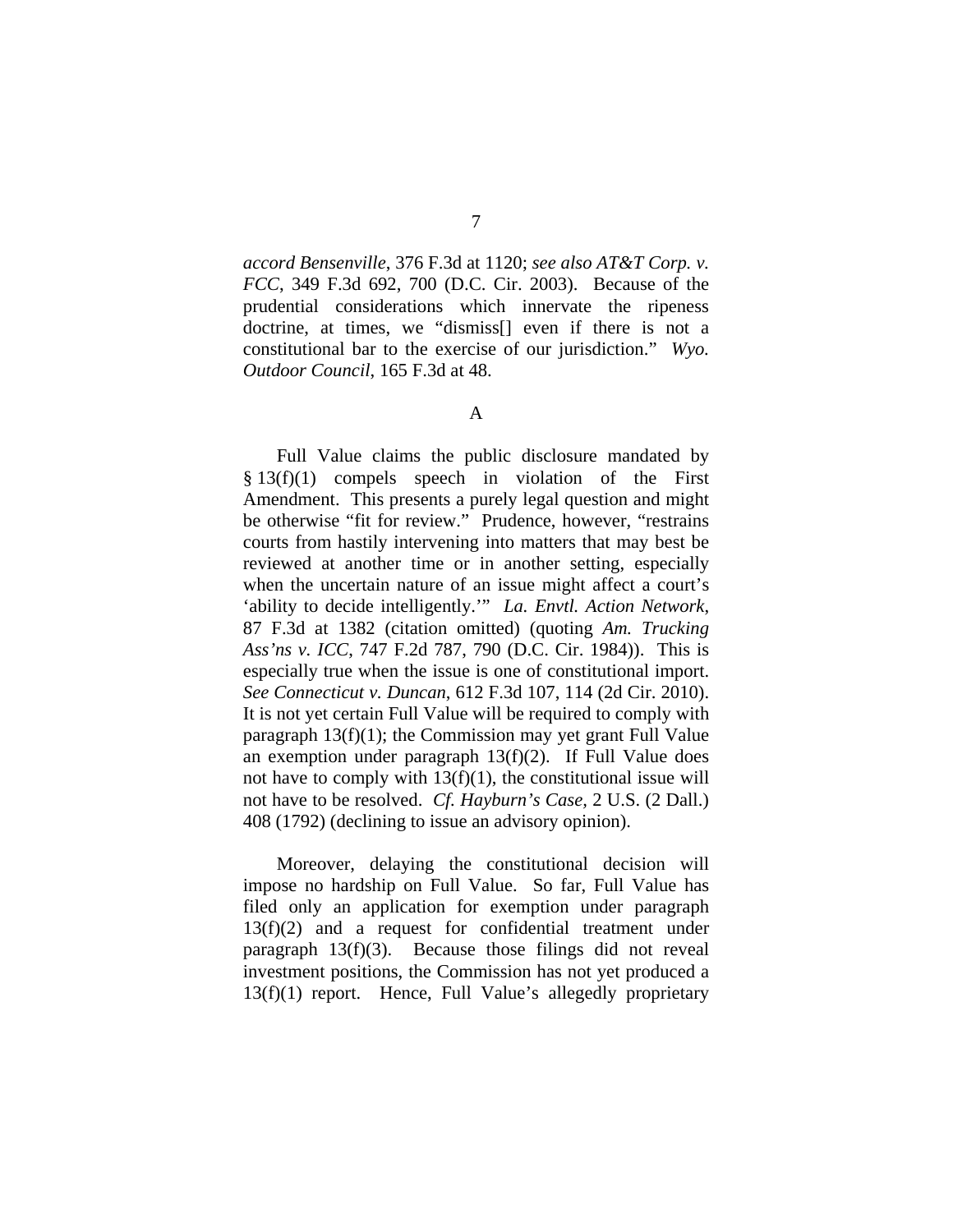*accord Bensenville*, 376 F.3d at 1120; *see also AT&T Corp. v. FCC*, 349 F.3d 692, 700 (D.C. Cir. 2003). Because of the prudential considerations which innervate the ripeness doctrine, at times, we "dismiss[] even if there is not a constitutional bar to the exercise of our jurisdiction." *Wyo. Outdoor Council*, 165 F.3d at 48.

## A

Full Value claims the public disclosure mandated by § 13(f)(1) compels speech in violation of the First Amendment. This presents a purely legal question and might be otherwise "fit for review." Prudence, however, "restrains courts from hastily intervening into matters that may best be reviewed at another time or in another setting, especially when the uncertain nature of an issue might affect a court's 'ability to decide intelligently.'" *La. Envtl. Action Network*, 87 F.3d at 1382 (citation omitted) (quoting *Am. Trucking Ass'ns v. ICC*, 747 F.2d 787, 790 (D.C. Cir. 1984)). This is especially true when the issue is one of constitutional import. *See Connecticut v. Duncan*, 612 F.3d 107, 114 (2d Cir. 2010). It is not yet certain Full Value will be required to comply with paragraph 13(f)(1); the Commission may yet grant Full Value an exemption under paragraph 13(f)(2). If Full Value does not have to comply with 13(f)(1), the constitutional issue will not have to be resolved. *Cf. Hayburn's Case*, 2 U.S. (2 Dall.) 408 (1792) (declining to issue an advisory opinion).

Moreover, delaying the constitutional decision will impose no hardship on Full Value. So far, Full Value has filed only an application for exemption under paragraph 13(f)(2) and a request for confidential treatment under paragraph 13(f)(3). Because those filings did not reveal investment positions, the Commission has not yet produced a 13(f)(1) report. Hence, Full Value's allegedly proprietary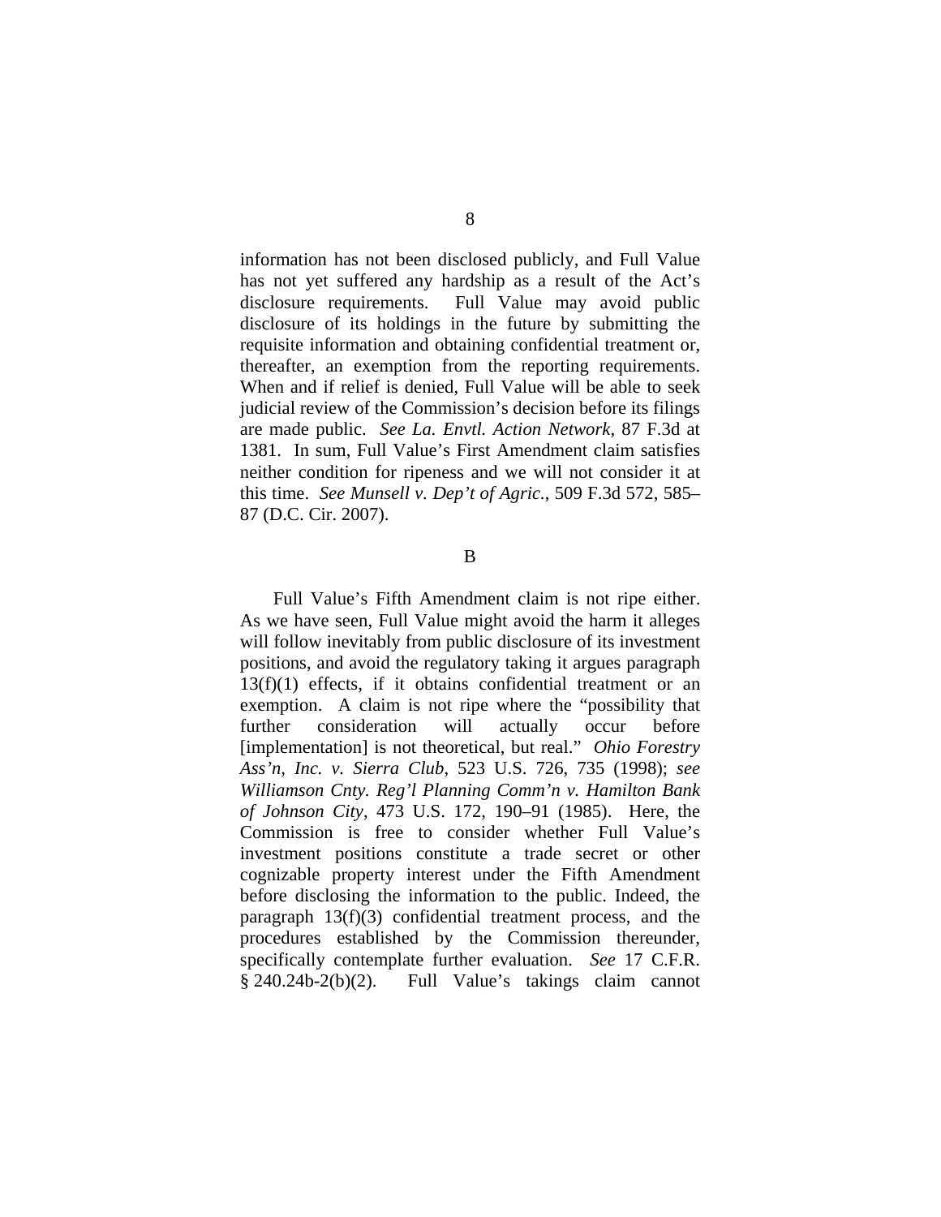information has not been disclosed publicly, and Full Value has not yet suffered any hardship as a result of the Act's disclosure requirements. Full Value may avoid public disclosure of its holdings in the future by submitting the requisite information and obtaining confidential treatment or, thereafter, an exemption from the reporting requirements. When and if relief is denied, Full Value will be able to seek judicial review of the Commission's decision before its filings are made public. *See La. Envtl. Action Network*, 87 F.3d at 1381. In sum, Full Value's First Amendment claim satisfies neither condition for ripeness and we will not consider it at this time. *See Munsell v. Dep't of Agric.*, 509 F.3d 572, 585–87 (D.C. Cir. 2007).

B

Full Value's Fifth Amendment claim is not ripe either. As we have seen, Full Value might avoid the harm it alleges will follow inevitably from public disclosure of its investment positions, and avoid the regulatory taking it argues paragraph 13(f)(1) effects, if it obtains confidential treatment or an exemption. A claim is not ripe where the "possibility that further consideration will actually occur before [implementation] is not theoretical, but real." *Ohio Forestry Ass'n, Inc. v. Sierra Club*, 523 U.S. 726, 735 (1998); *see Williamson Cnty. Reg'l Planning Comm'n v. Hamilton Bank of Johnson City*, 473 U.S. 172, 190–91 (1985). Here, the Commission is free to consider whether Full Value's investment positions constitute a trade secret or other cognizable property interest under the Fifth Amendment before disclosing the information to the public. Indeed, the paragraph 13(f)(3) confidential treatment process, and the procedures established by the Commission thereunder, specifically contemplate further evaluation. *See* 17 C.F.R. § 240.24b-2(b)(2). Full Value's takings claim cannot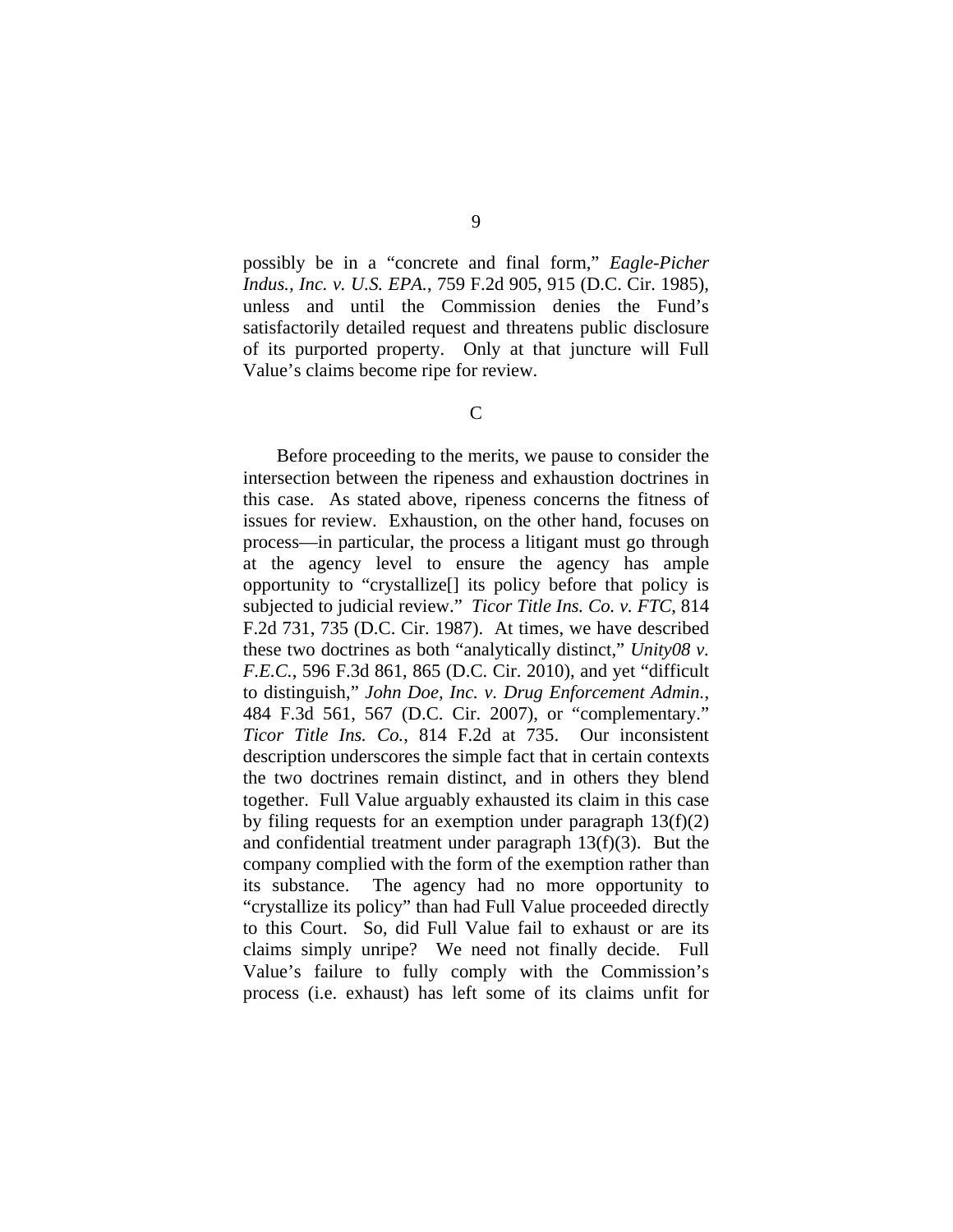possibly be in a "concrete and final form," *Eagle-Picher Indus., Inc. v. U.S. EPA.*, 759 F.2d 905, 915 (D.C. Cir. 1985), unless and until the Commission denies the Fund's satisfactorily detailed request and threatens public disclosure of its purported property. Only at that juncture will Full Value's claims become ripe for review.

C

Before proceeding to the merits, we pause to consider the intersection between the ripeness and exhaustion doctrines in this case. As stated above, ripeness concerns the fitness of issues for review. Exhaustion, on the other hand, focuses on process—in particular, the process a litigant must go through at the agency level to ensure the agency has ample opportunity to "crystallize[] its policy before that policy is subjected to judicial review." *Ticor Title Ins. Co. v. FTC*, 814 F.2d 731, 735 (D.C. Cir. 1987). At times, we have described these two doctrines as both "analytically distinct," *Unity08 v. F.E.C.*, 596 F.3d 861, 865 (D.C. Cir. 2010), and yet "difficult to distinguish," *John Doe, Inc. v. Drug Enforcement Admin.*, 484 F.3d 561, 567 (D.C. Cir. 2007), or "complementary." *Ticor Title Ins. Co.*, 814 F.2d at 735. Our inconsistent description underscores the simple fact that in certain contexts the two doctrines remain distinct, and in others they blend together. Full Value arguably exhausted its claim in this case by filing requests for an exemption under paragraph 13(f)(2) and confidential treatment under paragraph 13(f)(3). But the company complied with the form of the exemption rather than its substance. The agency had no more opportunity to "crystallize its policy" than had Full Value proceeded directly to this Court. So, did Full Value fail to exhaust or are its claims simply unripe? We need not finally decide. Full Value's failure to fully comply with the Commission's process (i.e. exhaust) has left some of its claims unfit for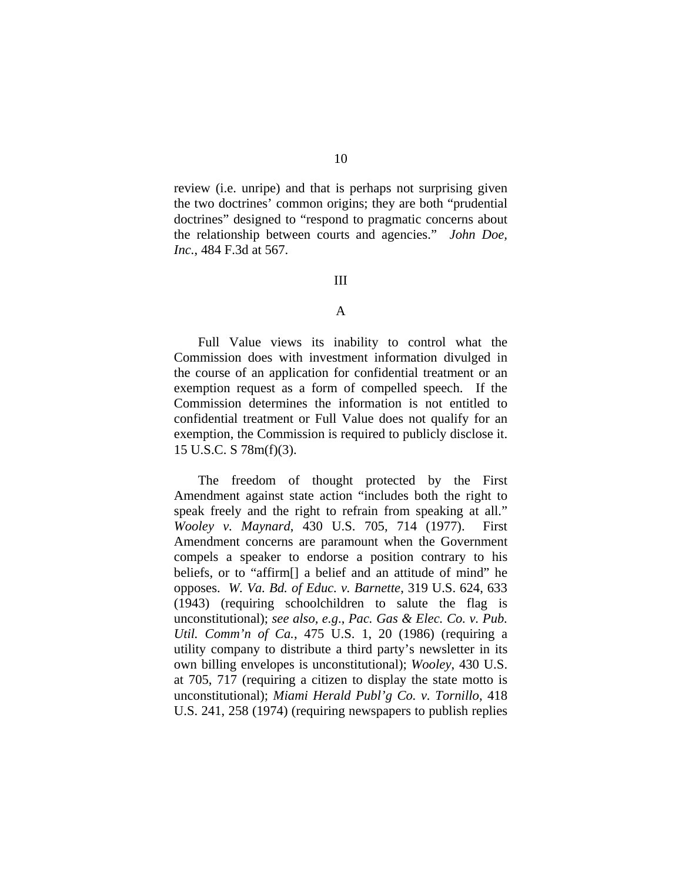review (i.e. unripe) and that is perhaps not surprising given the two doctrines' common origins; they are both "prudential doctrines" designed to "respond to pragmatic concerns about the relationship between courts and agencies." *John Doe, Inc.*, 484 F.3d at 567.

III

A

Full Value views its inability to control what the Commission does with investment information divulged in the course of an application for confidential treatment or an exemption request as a form of compelled speech. If the Commission determines the information is not entitled to confidential treatment or Full Value does not qualify for an exemption, the Commission is required to publicly disclose it. 15 U.S.C. S 78m(f)(3).

The freedom of thought protected by the First Amendment against state action "includes both the right to speak freely and the right to refrain from speaking at all." *Wooley v. Maynard*, 430 U.S. 705, 714 (1977). First Amendment concerns are paramount when the Government compels a speaker to endorse a position contrary to his beliefs, or to "affirm[] a belief and an attitude of mind" he opposes. *W. Va. Bd. of Educ. v. Barnette*, 319 U.S. 624, 633 (1943) (requiring schoolchildren to salute the flag is unconstitutional); *see also, e.g.*, *Pac. Gas & Elec. Co. v. Pub. Util. Comm'n of Ca.*, 475 U.S. 1, 20 (1986) (requiring a utility company to distribute a third party's newsletter in its own billing envelopes is unconstitutional); *Wooley*, 430 U.S. at 705, 717 (requiring a citizen to display the state motto is unconstitutional); *Miami Herald Publ'g Co. v. Tornillo*, 418 U.S. 241, 258 (1974) (requiring newspapers to publish replies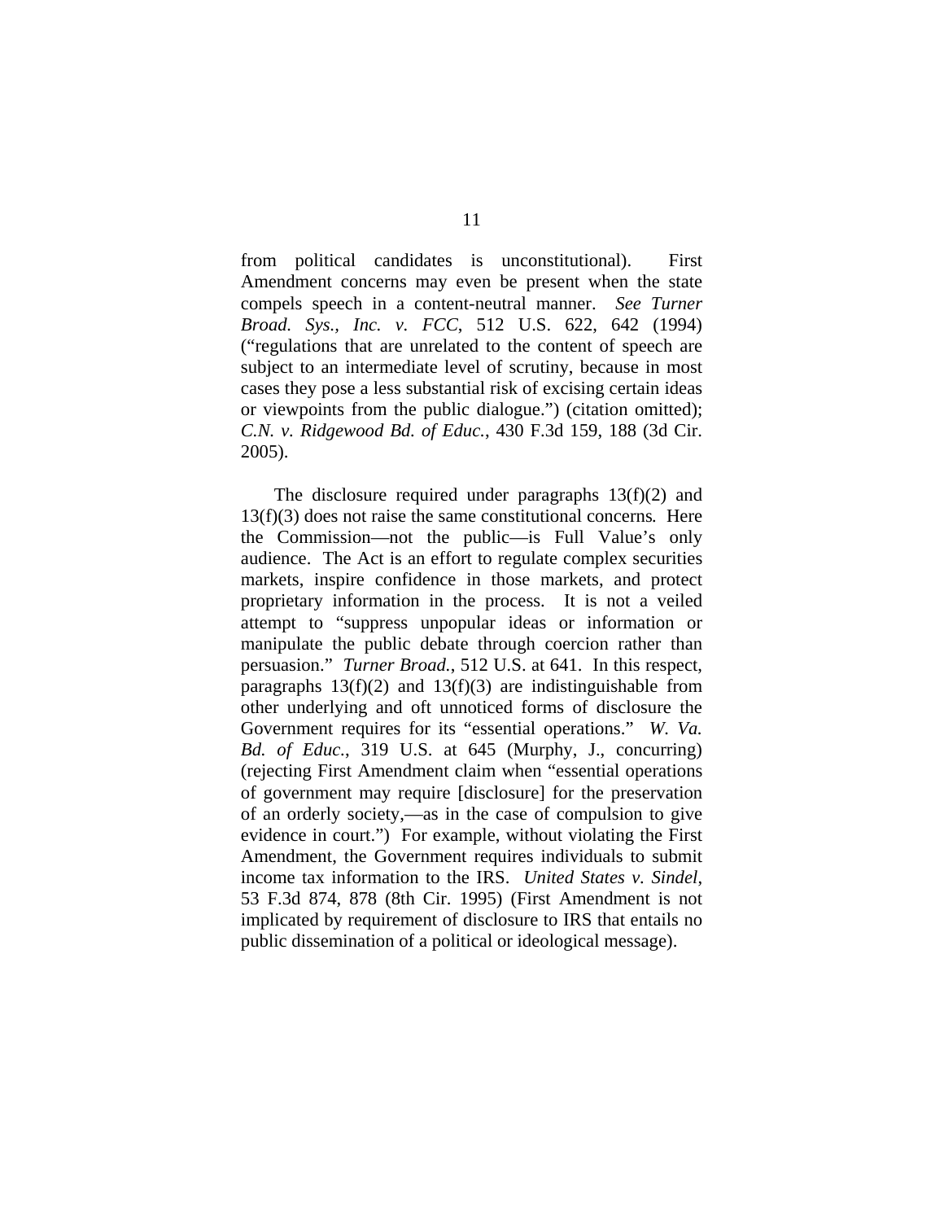from political candidates is unconstitutional). First Amendment concerns may even be present when the state compels speech in a content-neutral manner. *See Turner Broad. Sys., Inc. v. FCC*, 512 U.S. 622, 642 (1994) ("regulations that are unrelated to the content of speech are subject to an intermediate level of scrutiny, because in most cases they pose a less substantial risk of excising certain ideas or viewpoints from the public dialogue.") (citation omitted); *C.N. v. Ridgewood Bd. of Educ.*, 430 F.3d 159, 188 (3d Cir. 2005).

The disclosure required under paragraphs 13(f)(2) and 13(f)(3) does not raise the same constitutional concerns. Here the Commission—not the public—is Full Value's only audience. The Act is an effort to regulate complex securities markets, inspire confidence in those markets, and protect proprietary information in the process. It is not a veiled attempt to "suppress unpopular ideas or information or manipulate the public debate through coercion rather than persuasion." *Turner Broad.*, 512 U.S. at 641. In this respect, paragraphs 13(f)(2) and 13(f)(3) are indistinguishable from other underlying and oft unnoticed forms of disclosure the Government requires for its "essential operations." *W. Va. Bd. of Educ.*, 319 U.S. at 645 (Murphy, J., concurring) (rejecting First Amendment claim when "essential operations of government may require [disclosure] for the preservation of an orderly society,—as in the case of compulsion to give evidence in court.") For example, without violating the First Amendment, the Government requires individuals to submit income tax information to the IRS. *United States v. Sindel*, 53 F.3d 874, 878 (8th Cir. 1995) (First Amendment is not implicated by requirement of disclosure to IRS that entails no public dissemination of a political or ideological message).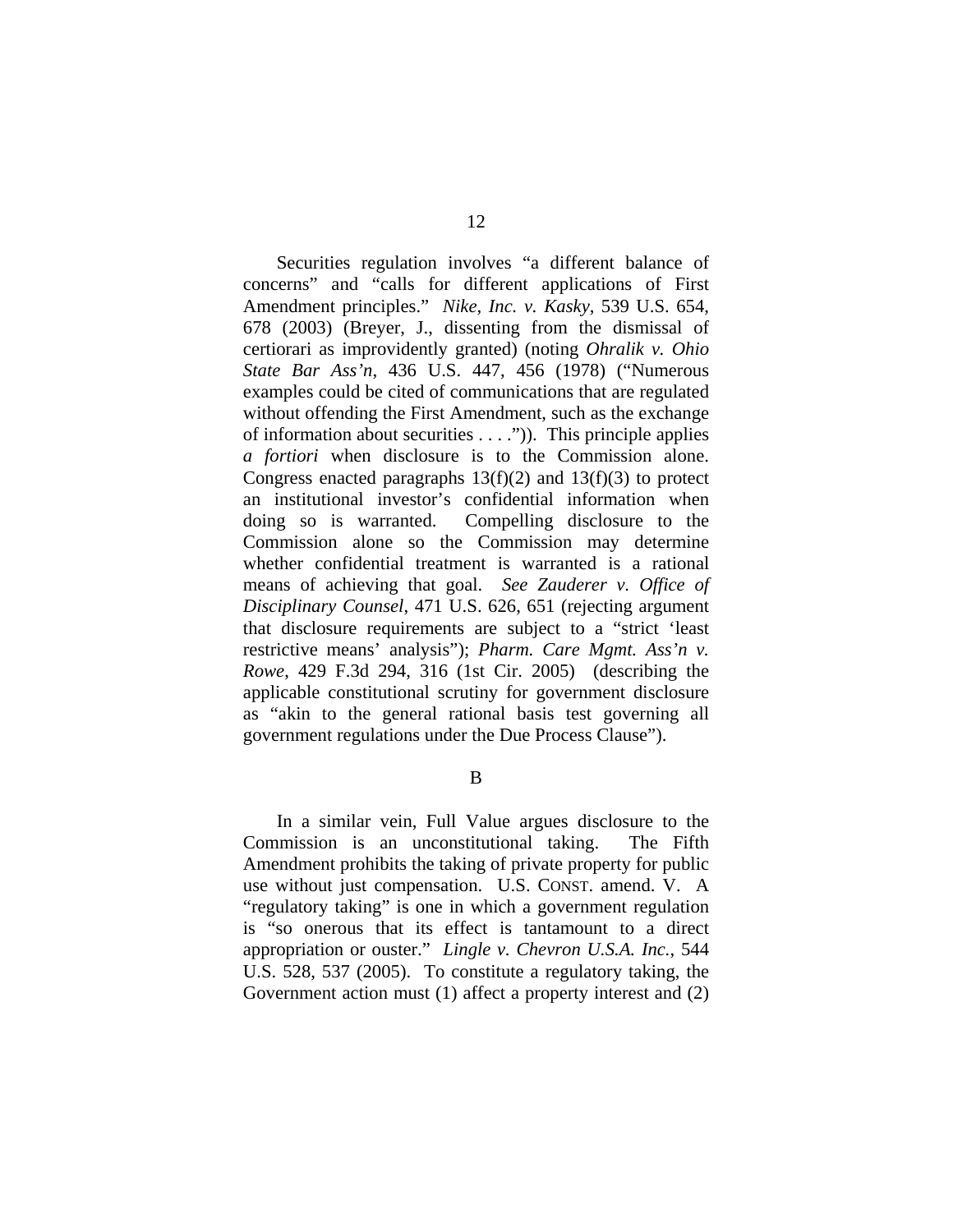Securities regulation involves "a different balance of concerns" and "calls for different applications of First Amendment principles." *Nike, Inc. v. Kasky*, 539 U.S. 654, 678 (2003) (Breyer, J., dissenting from the dismissal of certiorari as improvidently granted) (noting *Ohralik v. Ohio State Bar Ass'n*, 436 U.S. 447, 456 (1978) ("Numerous examples could be cited of communications that are regulated without offending the First Amendment, such as the exchange of information about securities . . . .")). This principle applies *a fortiori* when disclosure is to the Commission alone. Congress enacted paragraphs 13(f)(2) and 13(f)(3) to protect an institutional investor's confidential information when doing so is warranted. Compelling disclosure to the Commission alone so the Commission may determine whether confidential treatment is warranted is a rational means of achieving that goal. *See Zauderer v. Office of Disciplinary Counsel*, 471 U.S. 626, 651 (rejecting argument that disclosure requirements are subject to a "strict 'least restrictive means' analysis"); *Pharm. Care Mgmt. Ass'n v. Rowe*, 429 F.3d 294, 316 (1st Cir. 2005) (describing the applicable constitutional scrutiny for government disclosure as "akin to the general rational basis test governing all government regulations under the Due Process Clause").

## B

In a similar vein, Full Value argues disclosure to the Commission is an unconstitutional taking. The Fifth Amendment prohibits the taking of private property for public use without just compensation. U.S. CONST. amend. V. A "regulatory taking" is one in which a government regulation is "so onerous that its effect is tantamount to a direct appropriation or ouster." *Lingle v. Chevron U.S.A. Inc.*, 544 U.S. 528, 537 (2005). To constitute a regulatory taking, the Government action must (1) affect a property interest and (2)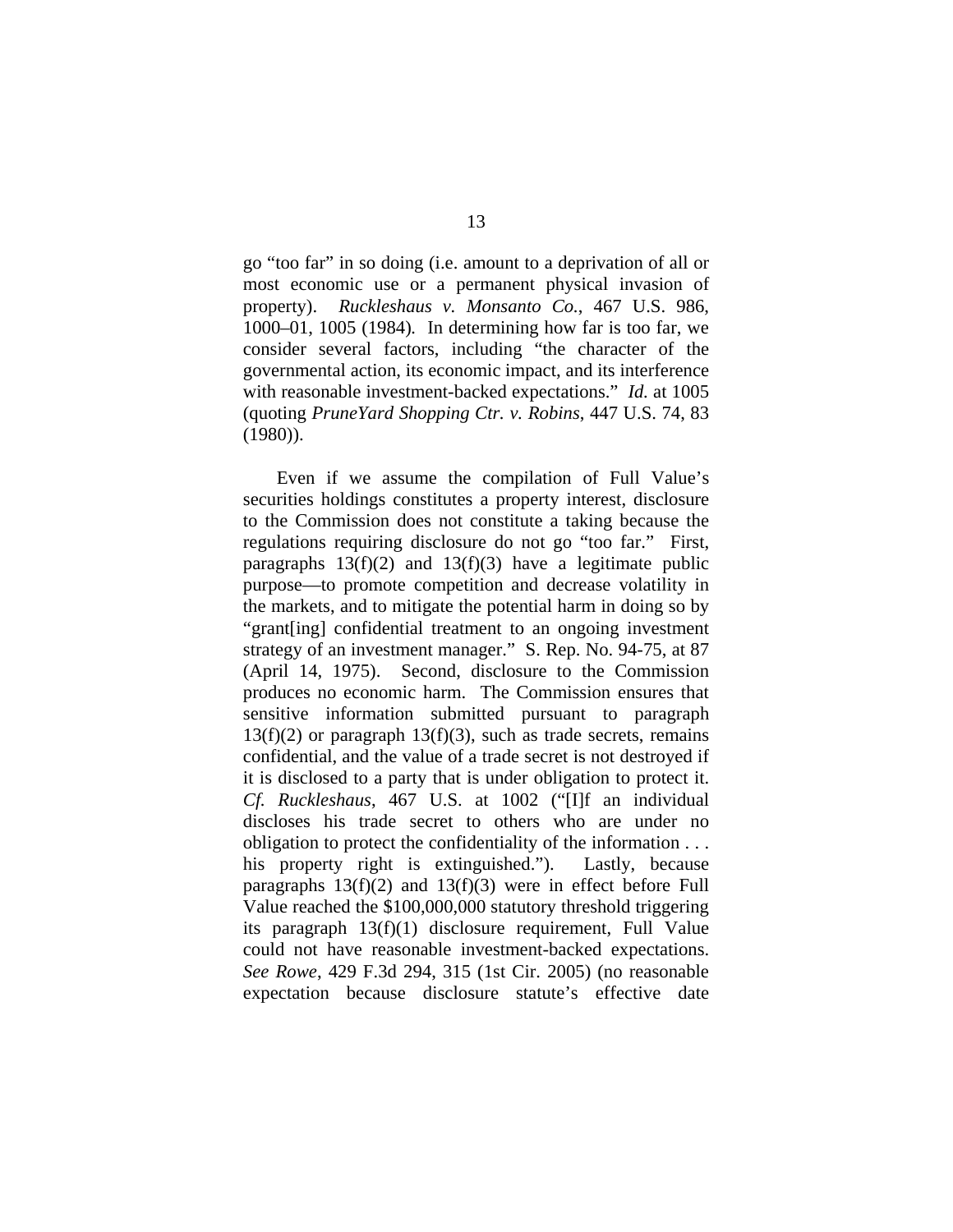go "too far" in so doing (i.e. amount to a deprivation of all or most economic use or a permanent physical invasion of property). *Ruckleshaus v. Monsanto Co.*, 467 U.S. 986, 1000–01, 1005 (1984). In determining how far is too far, we consider several factors, including "the character of the governmental action, its economic impact, and its interference with reasonable investment-backed expectations." *Id.* at 1005 (quoting *PruneYard Shopping Ctr. v. Robins*, 447 U.S. 74, 83 (1980)).

Even if we assume the compilation of Full Value's securities holdings constitutes a property interest, disclosure to the Commission does not constitute a taking because the regulations requiring disclosure do not go "too far." First, paragraphs 13(f)(2) and 13(f)(3) have a legitimate public purpose—to promote competition and decrease volatility in the markets, and to mitigate the potential harm in doing so by "grant[ing] confidential treatment to an ongoing investment strategy of an investment manager." S. Rep. No. 94-75, at 87 (April 14, 1975). Second, disclosure to the Commission produces no economic harm. The Commission ensures that sensitive information submitted pursuant to paragraph 13(f)(2) or paragraph 13(f)(3), such as trade secrets, remains confidential, and the value of a trade secret is not destroyed if it is disclosed to a party that is under obligation to protect it. *Cf. Ruckleshaus*, 467 U.S. at 1002 ("[I]f an individual discloses his trade secret to others who are under no obligation to protect the confidentiality of the information . . . his property right is extinguished."). Lastly, because paragraphs 13(f)(2) and 13(f)(3) were in effect before Full Value reached the $100,000,000 statutory threshold triggering its paragraph 13(f)(1) disclosure requirement, Full Value could not have reasonable investment-backed expectations. *See Rowe*, 429 F.3d 294, 315 (1st Cir. 2005) (no reasonable expectation because disclosure statute's effective date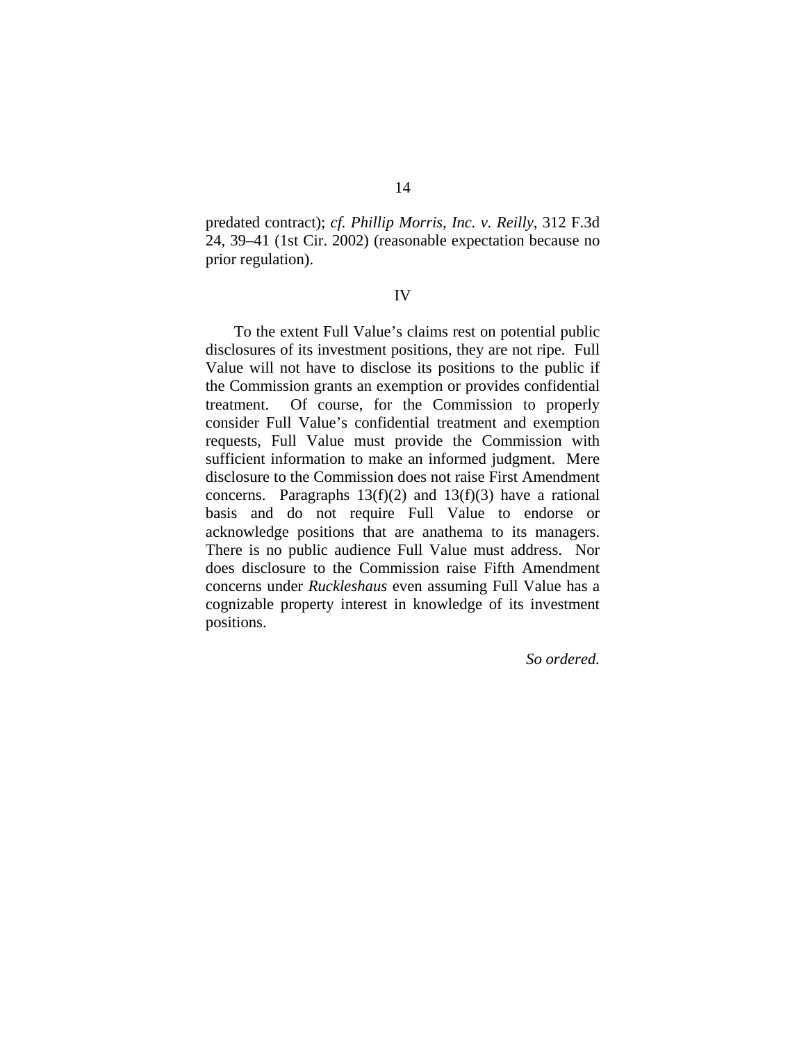predated contract); *cf. Phillip Morris, Inc. v. Reilly*, 312 F.3d 24, 39–41 (1st Cir. 2002) (reasonable expectation because no prior regulation).

## IV

To the extent Full Value's claims rest on potential public disclosures of its investment positions, they are not ripe. Full Value will not have to disclose its positions to the public if the Commission grants an exemption or provides confidential treatment. Of course, for the Commission to properly consider Full Value's confidential treatment and exemption requests, Full Value must provide the Commission with sufficient information to make an informed judgment. Mere disclosure to the Commission does not raise First Amendment concerns. Paragraphs 13(f)(2) and 13(f)(3) have a rational basis and do not require Full Value to endorse or acknowledge positions that are anathema to its managers. There is no public audience Full Value must address. Nor does disclosure to the Commission raise Fifth Amendment concerns under *Ruckleshaus* even assuming Full Value has a cognizable property interest in knowledge of its investment positions.

*So ordered.*